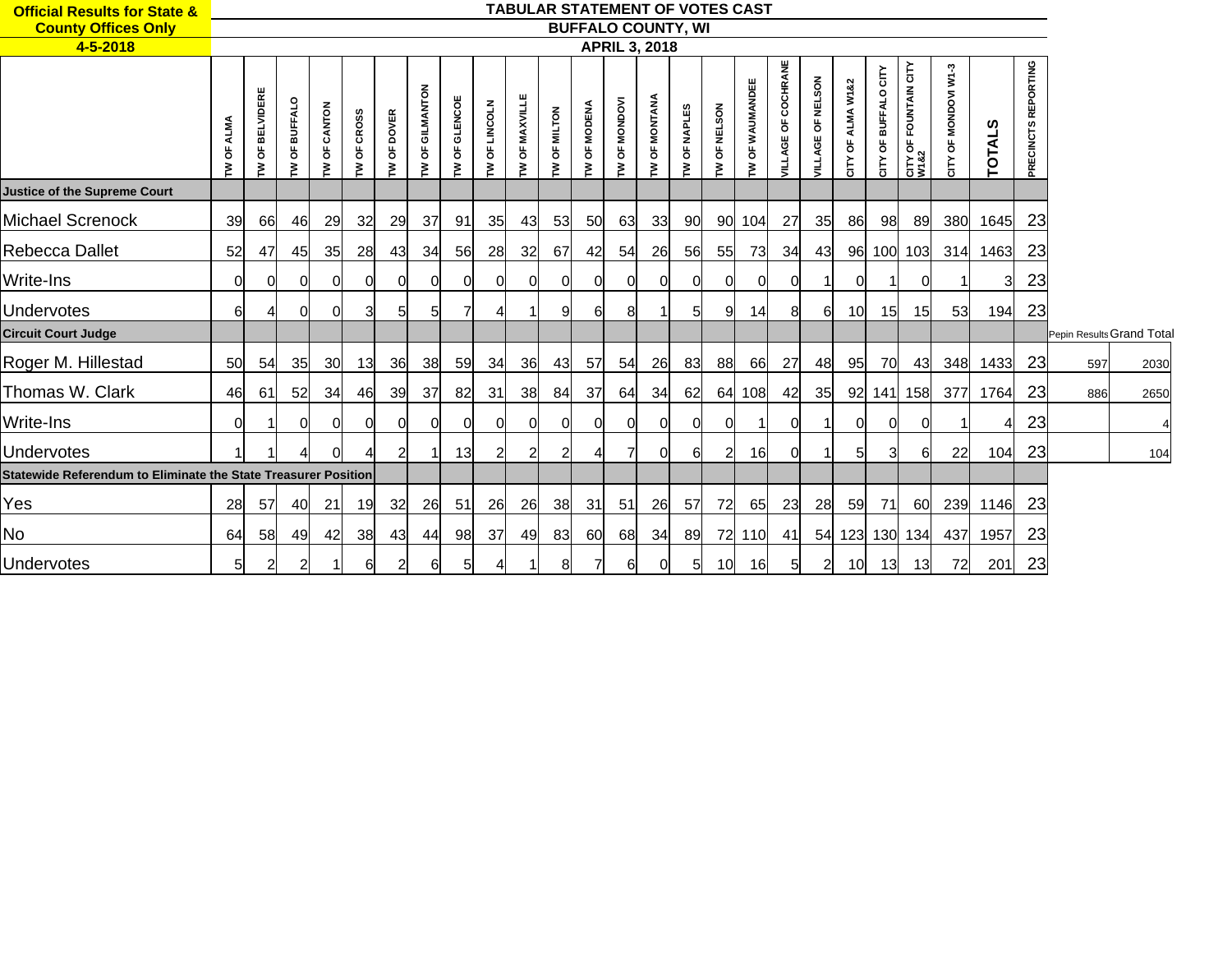**Official Results for State & County Offices Only**

**4-5-2018**

# TABULAR STATEMENT OF VOTES CAST

## BUFFALO COUNTY, WI

## APRIL 3, 2018

| | TW OF ALMA | TW OF BELVIDERE | TW OF BUFFALO | TW OF CANTON | TW OF CROSS | TW OF DOVER | TW OF GILMANTON | TW OF GLENCOE | TW OF LINCOLN | TW OF MAXVILLE | TW OF MILTON | TW OF MODENA | TW OF MONDOVI | TW OF MONTANA | TW OF NAPLES | TW OF NELSON | TW OF WAUMANDEE | VILLAGE OF COCHRANE | VILLAGE OF NELSON | CITY OF ALMA W1&2 | CITY OF BUFFALO CITY | CITY OF FOUNTAIN CITY W1&2 | CITY OF MONDOVI W1-3 | TOTALS | PRECINCTS REPORTING | Pepin Results | Grand Total |
|---|---|---|---|---|---|---|---|---|---|---|---|---|---|---|---|---|---|---|---|---|---|---|---|---|---|---|---|
| **Justice of the Supreme Court** | | | | | | | | | | | | | | | | | | | | | | | | | | | |
| Michael Screnock | 39 | 66 | 46 | 29 | 32 | 29 | 37 | 91 | 35 | 43 | 53 | 50 | 63 | 33 | 90 | 90 | 104 | 27 | 35 | 86 | 98 | 89 | 380 | 1645 | 23 | | |
| Rebecca Dallet | 52 | 47 | 45 | 35 | 28 | 43 | 34 | 56 | 28 | 32 | 67 | 42 | 54 | 26 | 56 | 55 | 73 | 34 | 43 | 96 | 100 | 103 | 314 | 1463 | 23 | | |
| Write-Ins | 0 | 0 | 0 | 0 | 0 | 0 | 0 | 0 | 0 | 0 | 0 | 0 | 0 | 0 | 0 | 0 | 0 | 0 | 1 | 0 | 1 | 0 | 1 | 3 | 23 | | |
| Undervotes | 6 | 4 | 0 | 0 | 3 | 5 | 5 | 7 | 4 | 1 | 9 | 6 | 8 | 1 | 5 | 9 | 14 | 8 | 6 | 10 | 15 | 15 | 53 | 194 | 23 | | |
| **Circuit Court Judge** | | | | | | | | | | | | | | | | | | | | | | | | | | | |
| Roger M. Hillestad | 50 | 54 | 35 | 30 | 13 | 36 | 38 | 59 | 34 | 36 | 43 | 57 | 54 | 26 | 83 | 88 | 66 | 27 | 48 | 95 | 70 | 43 | 348 | 1433 | 23 | 597 | 2030 |
| Thomas W. Clark | 46 | 61 | 52 | 34 | 46 | 39 | 37 | 82 | 31 | 38 | 84 | 37 | 64 | 34 | 62 | 64 | 108 | 42 | 35 | 92 | 141 | 158 | 377 | 1764 | 23 | 886 | 2650 |
| Write-Ins | 0 | 1 | 0 | 0 | 0 | 0 | 0 | 0 | 0 | 0 | 0 | 0 | 0 | 0 | 0 | 0 | 1 | 0 | 1 | 0 | 0 | 0 | 1 | 4 | 23 | | 4 |
| Undervotes | 1 | 1 | 4 | 0 | 4 | 2 | 1 | 13 | 2 | 2 | 2 | 4 | 7 | 0 | 6 | 2 | 16 | 0 | 1 | 5 | 3 | 6 | 22 | 104 | 23 | | 104 |
| **Statewide Referendum to Eliminate the State Treasurer Position** | | | | | | | | | | | | | | | | | | | | | | | | | | | |
| Yes | 28 | 57 | 40 | 21 | 19 | 32 | 26 | 51 | 26 | 26 | 38 | 31 | 51 | 26 | 57 | 72 | 65 | 23 | 28 | 59 | 71 | 60 | 239 | 1146 | 23 | | |
| No | 64 | 58 | 49 | 42 | 38 | 43 | 44 | 98 | 37 | 49 | 83 | 60 | 68 | 34 | 89 | 72 | 110 | 41 | 54 | 123 | 130 | 134 | 437 | 1957 | 23 | | |
| Undervotes | 5 | 2 | 2 | 1 | 6 | 2 | 6 | 5 | 4 | 1 | 8 | 7 | 6 | 0 | 5 | 10 | 16 | 5 | 2 | 10 | 13 | 13 | 72 | 201 | 23 | | |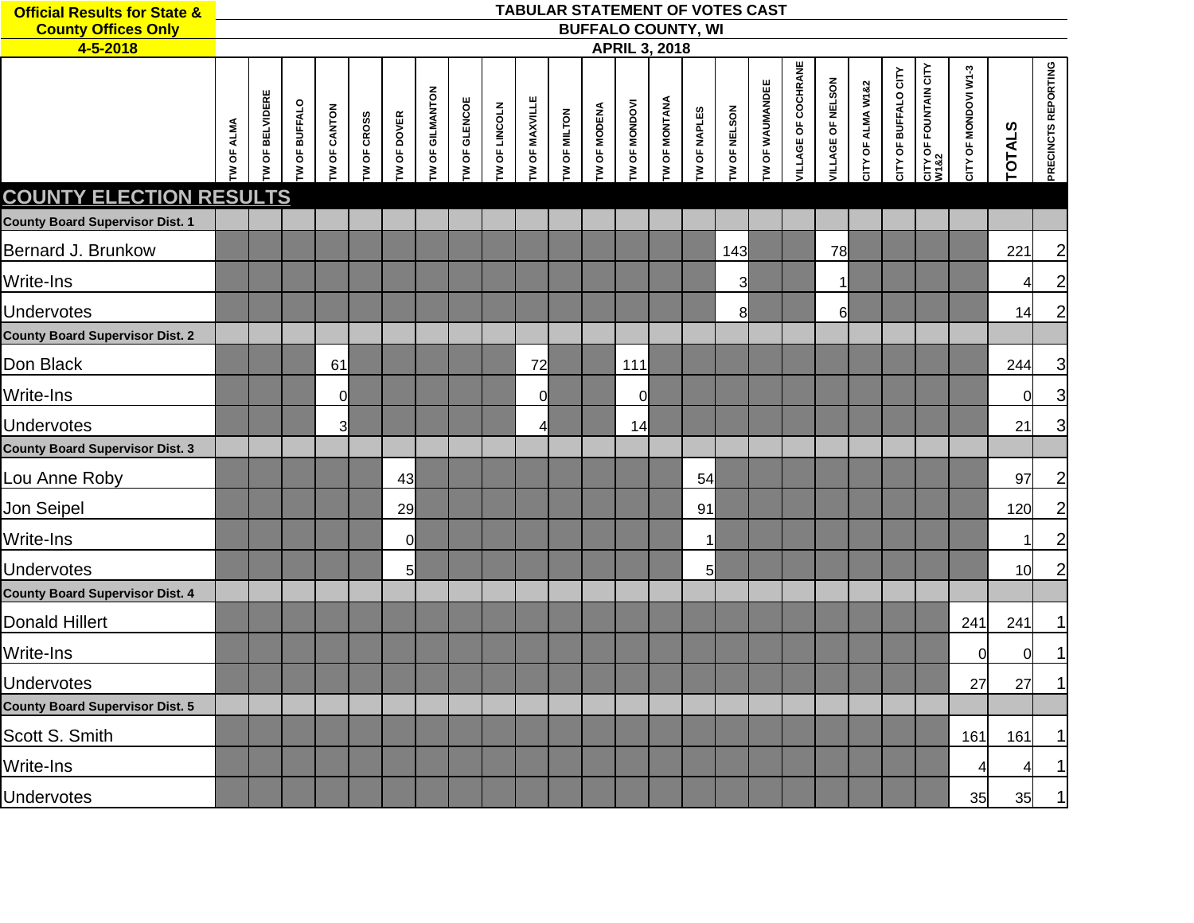**Official Results for State & County Offices Only**
**4-5-2018**

**TABULAR STATEMENT OF VOTES CAST**
**BUFFALO COUNTY, WI**
**APRIL 3, 2018**

## COUNTY ELECTION RESULTS

| | TW OF ALMA | TW OF BELVIDERE | TW OF BUFFALO | TW OF CANTON | TW OF CROSS | TW OF DOVER | TW OF GILMANTON | TW OF GLENCOE | TW OF LINCOLN | TW OF MAXVILLE | TW OF MILTON | TW OF MODENA | TW OF MONDOVI | TW OF MONTANA | TW OF NAPLES | TW OF NELSON | TW OF WAUMANDEE | VILLAGE OF COCHRANE | VILLAGE OF NELSON | CITY OF ALMA W1&2 | CITY OF BUFFALO CITY | CITY OF FOUNTAIN CITY W1&2 | CITY OF MONDOVI W1-3 | TOTALS | PRECINCTS REPORTING |
|---|---|---|---|---|---|---|---|---|---|---|---|---|---|---|---|---|---|---|---|---|---|---|---|---|---|
| **County Board Supervisor Dist. 1** | | | | | | | | | | | | | | | | | | | | | | | | | |
| Bernard J. Brunkow | | | | | | | | | | | | | | | | 143 | | | 78 | | | | | 221 | 2 |
| Write-Ins | | | | | | | | | | | | | | | | 3 | | | 1 | | | | | 4 | 2 |
| Undervotes | | | | | | | | | | | | | | | | 8 | | | 6 | | | | | 14 | 2 |
| **County Board Supervisor Dist. 2** | | | | | | | | | | | | | | | | | | | | | | | | | |
| Don Black | | | | 61 | | | | | | 72 | | | 111 | | | | | | | | | | | 244 | 3 |
| Write-Ins | | | | 0 | | | | | | 0 | | | 0 | | | | | | | | | | | 0 | 3 |
| Undervotes | | | | 3 | | | | | | 4 | | | 14 | | | | | | | | | | | 21 | 3 |
| **County Board Supervisor Dist. 3** | | | | | | | | | | | | | | | | | | | | | | | | | |
| Lou Anne Roby | | | | | | 43 | | | | | | | | | 54 | | | | | | | | | 97 | 2 |
| Jon Seipel | | | | | | 29 | | | | | | | | | 91 | | | | | | | | | 120 | 2 |
| Write-Ins | | | | | | 0 | | | | | | | | | 1 | | | | | | | | | 1 | 2 |
| Undervotes | | | | | | 5 | | | | | | | | | 5 | | | | | | | | | 10 | 2 |
| **County Board Supervisor Dist. 4** | | | | | | | | | | | | | | | | | | | | | | | | | |
| Donald Hillert | | | | | | | | | | | | | | | | | | | | | | | 241 | 241 | 1 |
| Write-Ins | | | | | | | | | | | | | | | | | | | | | | | 0 | 0 | 1 |
| Undervotes | | | | | | | | | | | | | | | | | | | | | | | 27 | 27 | 1 |
| **County Board Supervisor Dist. 5** | | | | | | | | | | | | | | | | | | | | | | | | | |
| Scott S. Smith | | | | | | | | | | | | | | | | | | | | | | | 161 | 161 | 1 |
| Write-Ins | | | | | | | | | | | | | | | | | | | | | | | 4 | 4 | 1 |
| Undervotes | | | | | | | | | | | | | | | | | | | | | | | 35 | 35 | 1 |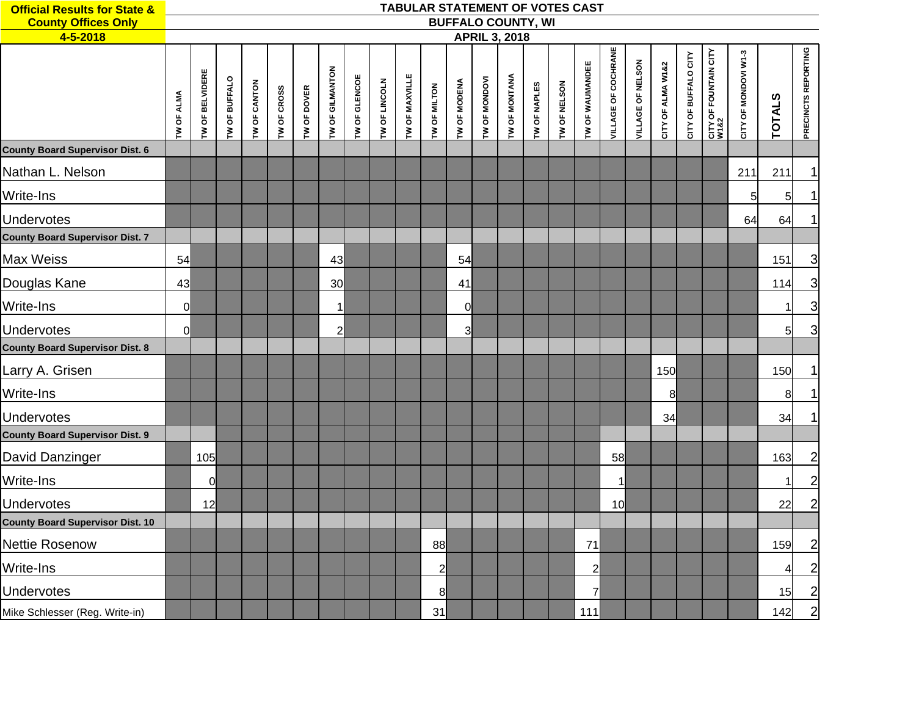**Official Results for State & County Offices Only**
**4-5-2018**

**TABULAR STATEMENT OF VOTES CAST**
**BUFFALO COUNTY, WI**
**APRIL 3, 2018**

| | TW OF ALMA | TW OF BELVIDERE | TW OF BUFFALO | TW OF CANTON | TW OF CROSS | TW OF DOVER | TW OF GILMANTON | TW OF GLENCOE | TW OF LINCOLN | TW OF MAXVILLE | TW OF MILTON | TW OF MODENA | TW OF MONDOVI | TW OF MONTANA | TW OF NAPLES | TW OF NELSON | TW OF WAUMANDEE | VILLAGE OF COCHRANE | VILLAGE OF NELSON | CITY OF ALMA W1&2 | CITY OF BUFFALO CITY | CITY OF FOUNTAIN CITY W1&2 | CITY OF MONDOVI W1-3 | TOTALS | PRECINCTS REPORTING |
|---|---|---|---|---|---|---|---|---|---|---|---|---|---|---|---|---|---|---|---|---|---|---|---|---|---|
| **County Board Supervisor Dist. 6** | | | | | | | | | | | | | | | | | | | | | | | | | |
| Nathan L. Nelson | | | | | | | | | | | | | | | | | | | | | | | 211 | 211 | 1 |
| Write-Ins | | | | | | | | | | | | | | | | | | | | | | | 5 | 5 | 1 |
| Undervotes | | | | | | | | | | | | | | | | | | | | | | | 64 | 64 | 1 |
| **County Board Supervisor Dist. 7** | | | | | | | | | | | | | | | | | | | | | | | | | |
| Max Weiss | 54 | | | | | | 43 | | | | | 54 | | | | | | | | | | | | 151 | 3 |
| Douglas Kane | 43 | | | | | | 30 | | | | | 41 | | | | | | | | | | | | 114 | 3 |
| Write-Ins | 0 | | | | | | 1 | | | | | 0 | | | | | | | | | | | | 1 | 3 |
| Undervotes | 0 | | | | | | 2 | | | | | 3 | | | | | | | | | | | | 5 | 3 |
| **County Board Supervisor Dist. 8** | | | | | | | | | | | | | | | | | | | | | | | | | |
| Larry A. Grisen | | | | | | | | | | | | | | | | | | | | 150 | | | | 150 | 1 |
| Write-Ins | | | | | | | | | | | | | | | | | | | | 8 | | | | 8 | 1 |
| Undervotes | | | | | | | | | | | | | | | | | | | | 34 | | | | 34 | 1 |
| **County Board Supervisor Dist. 9** | | | | | | | | | | | | | | | | | | | | | | | | | |
| David Danzinger | | 105 | | | | | | | | | | | | | | | | 58 | | | | | | 163 | 2 |
| Write-Ins | | 0 | | | | | | | | | | | | | | | | 1 | | | | | | 1 | 2 |
| Undervotes | | 12 | | | | | | | | | | | | | | | | 10 | | | | | | 22 | 2 |
| **County Board Supervisor Dist. 10** | | | | | | | | | | | | | | | | | | | | | | | | | |
| Nettie Rosenow | | | | | | | | | | | 88 | | | | | | 71 | | | | | | | 159 | 2 |
| Write-Ins | | | | | | | | | | | 2 | | | | | | 2 | | | | | | | 4 | 2 |
| Undervotes | | | | | | | | | | | 8 | | | | | | 7 | | | | | | | 15 | 2 |
| Mike Schlesser (Reg. Write-in) | | | | | | | | | | | 31 | | | | | | 111 | | | | | | | 142 | 2 |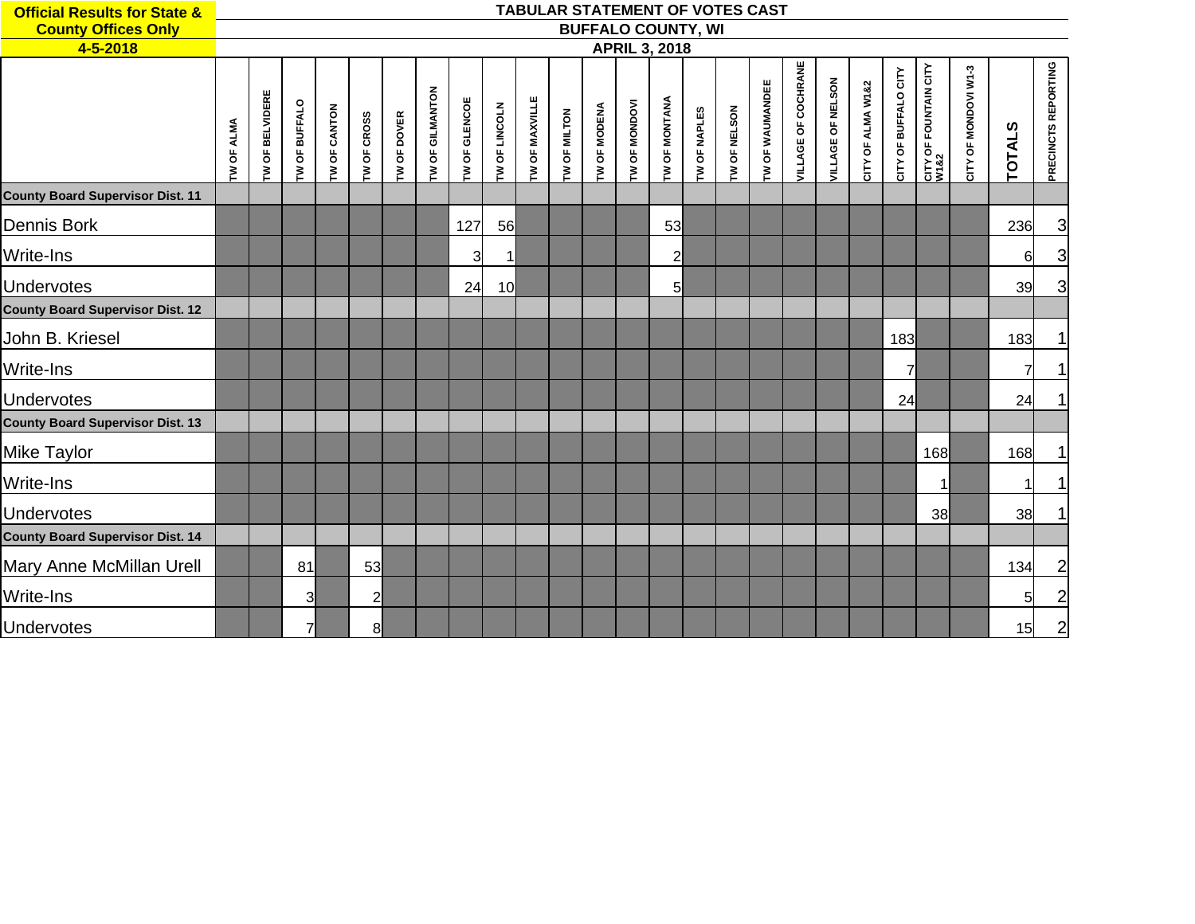**Official Results for State & County Offices Only**

**4-5-2018**

**TABULAR STATEMENT OF VOTES CAST**

**BUFFALO COUNTY, WI**

**APRIL 3, 2018**

| | TW OF ALMA | TW OF BELVIDERE | TW OF BUFFALO | TW OF CANTON | TW OF CROSS | TW OF DOVER | TW OF GILMANTON | TW OF GLENCOE | TW OF LINCOLN | TW OF MAXVILLE | TW OF MILTON | TW OF MODENA | TW OF MONDOVI | TW OF MONTANA | TW OF NAPLES | TW OF NELSON | TW OF WAUMANDEE | VILLAGE OF COCHRANE | VILLAGE OF NELSON | CITY OF ALMA W1&2 | CITY OF BUFFALO CITY | CITY OF FOUNTAIN CITY W1&2 | CITY OF MONDOVI W1-3 | TOTALS | PRECINCTS REPORTING |
|---|---|---|---|---|---|---|---|---|---|---|---|---|---|---|---|---|---|---|---|---|---|---|---|---|---|
| **County Board Supervisor Dist. 11** | | | | | | | | | | | | | | | | | | | | | | | | | |
| Dennis Bork | | | | | | | | 127 | 56 | | | | | 53 | | | | | | | | | | 236 | 3 |
| Write-Ins | | | | | | | | 3 | 1 | | | | | 2 | | | | | | | | | | 6 | 3 |
| Undervotes | | | | | | | | 24 | 10 | | | | | 5 | | | | | | | | | | 39 | 3 |
| **County Board Supervisor Dist. 12** | | | | | | | | | | | | | | | | | | | | | | | | | |
| John B. Kriesel | | | | | | | | | | | | | | | | | | | | | 183 | | | 183 | 1 |
| Write-Ins | | | | | | | | | | | | | | | | | | | | | 7 | | | 7 | 1 |
| Undervotes | | | | | | | | | | | | | | | | | | | | | 24 | | | 24 | 1 |
| **County Board Supervisor Dist. 13** | | | | | | | | | | | | | | | | | | | | | | | | | |
| Mike Taylor | | | | | | | | | | | | | | | | | | | | | | 168 | | 168 | 1 |
| Write-Ins | | | | | | | | | | | | | | | | | | | | | | 1 | | 1 | 1 |
| Undervotes | | | | | | | | | | | | | | | | | | | | | | 38 | | 38 | 1 |
| **County Board Supervisor Dist. 14** | | | | | | | | | | | | | | | | | | | | | | | | | |
| Mary Anne McMillan Urell | | | 81 | | 53 | | | | | | | | | | | | | | | | | | | 134 | 2 |
| Write-Ins | | | 3 | | 2 | | | | | | | | | | | | | | | | | | | 5 | 2 |
| Undervotes | | | 7 | | 8 | | | | | | | | | | | | | | | | | | | 15 | 2 |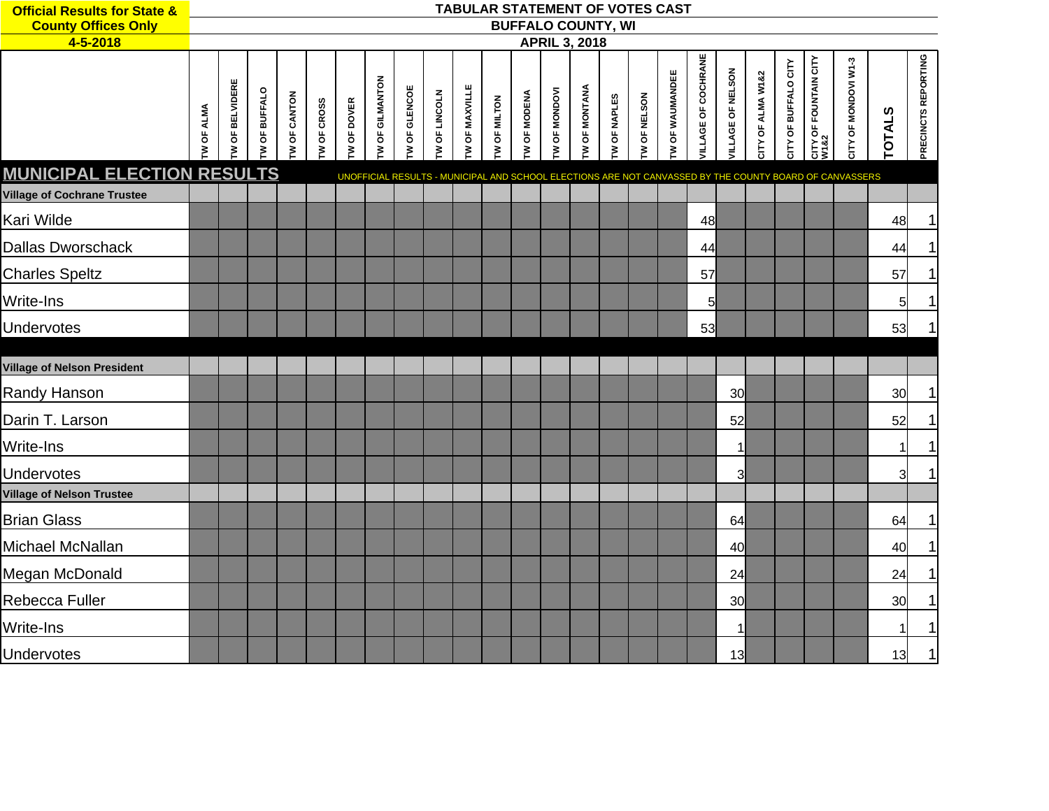**Official Results for State & County Offices Only**
**4-5-2018**

# TABULAR STATEMENT OF VOTES CAST
## BUFFALO COUNTY, WI
## APRIL 3, 2018

## MUNICIPAL ELECTION RESULTS

UNOFFICIAL RESULTS - MUNICIPAL AND SCHOOL ELECTIONS ARE NOT CANVASSED BY THE COUNTY BOARD OF CANVASSERS

| | TW OF ALMA | TW OF BELVIDERE | TW OF BUFFALO | TW OF CANTON | TW OF CROSS | TW OF DOVER | TW OF GILMANTON | TW OF GLENCOE | TW OF LINCOLN | TW OF MAXVILLE | TW OF MILTON | TW OF MODENA | TW OF MONDOVI | TW OF MONTANA | TW OF NAPLES | TW OF NELSON | TW OF WAUMANDEE | VILLAGE OF COCHRANE | VILLAGE OF NELSON | CITY OF ALMA W1&2 | CITY OF BUFFALO CITY | CITY OF FOUNTAIN CITY W1&2 | CITY OF MONDOVI W1-3 | TOTALS | PRECINCTS REPORTING |
|---|---|---|---|---|---|---|---|---|---|---|---|---|---|---|---|---|---|---|---|---|---|---|---|---|---|
| **Village of Cochrane Trustee** | | | | | | | | | | | | | | | | | | | | | | | | | |
| Kari Wilde | | | | | | | | | | | | | | | | | | 48 | | | | | | 48 | 1 |
| Dallas Dworschack | | | | | | | | | | | | | | | | | | 44 | | | | | | 44 | 1 |
| Charles Speltz | | | | | | | | | | | | | | | | | | 57 | | | | | | 57 | 1 |
| Write-Ins | | | | | | | | | | | | | | | | | | 5 | | | | | | 5 | 1 |
| Undervotes | | | | | | | | | | | | | | | | | | 53 | | | | | | 53 | 1 |
| **Village of Nelson President** | | | | | | | | | | | | | | | | | | | | | | | | | |
| Randy Hanson | | | | | | | | | | | | | | | | | | | 30 | | | | | 30 | 1 |
| Darin T. Larson | | | | | | | | | | | | | | | | | | | 52 | | | | | 52 | 1 |
| Write-Ins | | | | | | | | | | | | | | | | | | | 1 | | | | | 1 | 1 |
| Undervotes | | | | | | | | | | | | | | | | | | | 3 | | | | | 3 | 1 |
| **Village of Nelson Trustee** | | | | | | | | | | | | | | | | | | | | | | | | | |
| Brian Glass | | | | | | | | | | | | | | | | | | | 64 | | | | | 64 | 1 |
| Michael McNallan | | | | | | | | | | | | | | | | | | | 40 | | | | | 40 | 1 |
| Megan McDonald | | | | | | | | | | | | | | | | | | | 24 | | | | | 24 | 1 |
| Rebecca Fuller | | | | | | | | | | | | | | | | | | | 30 | | | | | 30 | 1 |
| Write-Ins | | | | | | | | | | | | | | | | | | | 1 | | | | | 1 | 1 |
| Undervotes | | | | | | | | | | | | | | | | | | | 13 | | | | | 13 | 1 |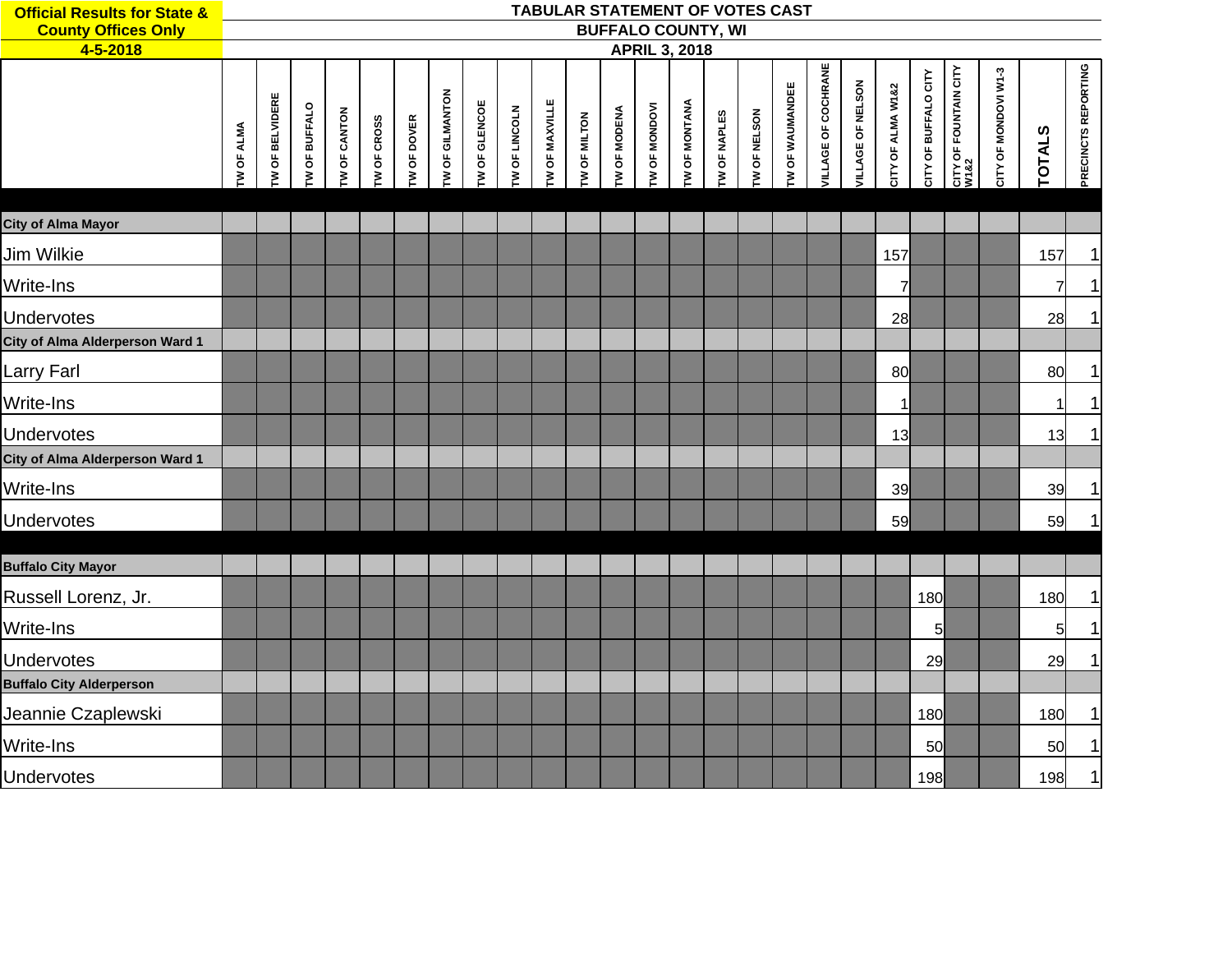**Official Results for State & County Offices Only**
**4-5-2018**

# TABULAR STATEMENT OF VOTES CAST
## BUFFALO COUNTY, WI
## APRIL 3, 2018

| | TW OF ALMA | TW OF BELVIDERE | TW OF BUFFALO | TW OF CANTON | TW OF CROSS | TW OF DOVER | TW OF GILMANTON | TW OF GLENCOE | TW OF LINCOLN | TW OF MAXVILLE | TW OF MILTON | TW OF MODENA | TW OF MONDOVI | TW OF MONTANA | TW OF NAPLES | TW OF NELSON | TW OF WAUMANDEE | VILLAGE OF COCHRANE | VILLAGE OF NELSON | CITY OF ALMA W1&2 | CITY OF BUFFALO CITY | CITY OF FOUNTAIN CITY W1&2 | CITY OF MONDOVI W1-3 | TOTALS | PRECINCTS REPORTING |
|---|---|---|---|---|---|---|---|---|---|---|---|---|---|---|---|---|---|---|---|---|---|---|---|---|---|
| **City of Alma Mayor** | | | | | | | | | | | | | | | | | | | | | | | | | |
| Jim Wilkie | | | | | | | | | | | | | | | | | | | | 157 | | | | 157 | 1 |
| Write-Ins | | | | | | | | | | | | | | | | | | | | 7 | | | | 7 | 1 |
| Undervotes | | | | | | | | | | | | | | | | | | | | 28 | | | | 28 | 1 |
| **City of Alma Alderperson Ward 1** | | | | | | | | | | | | | | | | | | | | | | | | | |
| Larry Farl | | | | | | | | | | | | | | | | | | | | 80 | | | | 80 | 1 |
| Write-Ins | | | | | | | | | | | | | | | | | | | | 1 | | | | 1 | 1 |
| Undervotes | | | | | | | | | | | | | | | | | | | | 13 | | | | 13 | 1 |
| **City of Alma Alderperson Ward 1** | | | | | | | | | | | | | | | | | | | | | | | | | |
| Write-Ins | | | | | | | | | | | | | | | | | | | | 39 | | | | 39 | 1 |
| Undervotes | | | | | | | | | | | | | | | | | | | | 59 | | | | 59 | 1 |
| **Buffalo City Mayor** | | | | | | | | | | | | | | | | | | | | | | | | | |
| Russell Lorenz, Jr. | | | | | | | | | | | | | | | | | | | | | 180 | | | 180 | 1 |
| Write-Ins | | | | | | | | | | | | | | | | | | | | | 5 | | | 5 | 1 |
| Undervotes | | | | | | | | | | | | | | | | | | | | | 29 | | | 29 | 1 |
| **Buffalo City Alderperson** | | | | | | | | | | | | | | | | | | | | | | | | | |
| Jeannie Czaplewski | | | | | | | | | | | | | | | | | | | | | 180 | | | 180 | 1 |
| Write-Ins | | | | | | | | | | | | | | | | | | | | | 50 | | | 50 | 1 |
| Undervotes | | | | | | | | | | | | | | | | | | | | | 198 | | | 198 | 1 |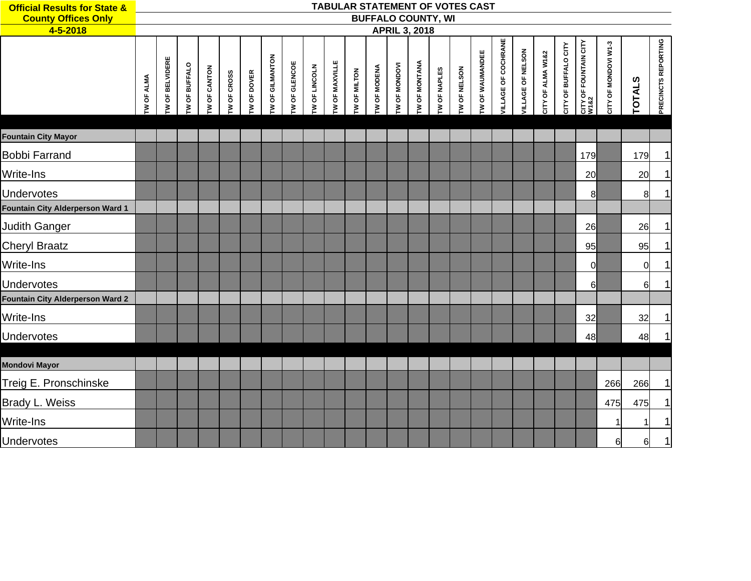**Official Results for State & County Offices Only**
**4-5-2018**

**TABULAR STATEMENT OF VOTES CAST**
**BUFFALO COUNTY, WI**
**APRIL 3, 2018**

| | TW OF ALMA | TW OF BELVIDERE | TW OF BUFFALO | TW OF CANTON | TW OF CROSS | TW OF DOVER | TW OF GILMANTON | TW OF GLENCOE | TW OF LINCOLN | TW OF MAXVILLE | TW OF MILTON | TW OF MODENA | TW OF MONDOVI | TW OF MONTANA | TW OF NAPLES | TW OF NELSON | TW OF WAUMANDEE | VILLAGE OF COCHRANE | VILLAGE OF NELSON | CITY OF ALMA W1&2 | CITY OF BUFFALO CITY | CITY OF FOUNTAIN CITY W1&2 | CITY OF MONDOVI W1-3 | TOTALS | PRECINCTS REPORTING |
|---|---|---|---|---|---|---|---|---|---|---|---|---|---|---|---|---|---|---|---|---|---|---|---|---|---|
| **Fountain City Mayor** | | | | | | | | | | | | | | | | | | | | | | | | | |
| Bobbi Farrand | | | | | | | | | | | | | | | | | | | | | | 179 | | 179 | 1 |
| Write-Ins | | | | | | | | | | | | | | | | | | | | | | 20 | | 20 | 1 |
| Undervotes | | | | | | | | | | | | | | | | | | | | | | 8 | | 8 | 1 |
| **Fountain City Alderperson Ward 1** | | | | | | | | | | | | | | | | | | | | | | | | | |
| Judith Ganger | | | | | | | | | | | | | | | | | | | | | | 26 | | 26 | 1 |
| Cheryl Braatz | | | | | | | | | | | | | | | | | | | | | | 95 | | 95 | 1 |
| Write-Ins | | | | | | | | | | | | | | | | | | | | | | 0 | | 0 | 1 |
| Undervotes | | | | | | | | | | | | | | | | | | | | | | 6 | | 6 | 1 |
| **Fountain City Alderperson Ward 2** | | | | | | | | | | | | | | | | | | | | | | | | | |
| Write-Ins | | | | | | | | | | | | | | | | | | | | | | 32 | | 32 | 1 |
| Undervotes | | | | | | | | | | | | | | | | | | | | | | 48 | | 48 | 1 |
| **Mondovi Mayor** | | | | | | | | | | | | | | | | | | | | | | | | | |
| Treig E. Pronschinske | | | | | | | | | | | | | | | | | | | | | | | 266 | 266 | 1 |
| Brady L. Weiss | | | | | | | | | | | | | | | | | | | | | | | 475 | 475 | 1 |
| Write-Ins | | | | | | | | | | | | | | | | | | | | | | | 1 | 1 | 1 |
| Undervotes | | | | | | | | | | | | | | | | | | | | | | | 6 | 6 | 1 |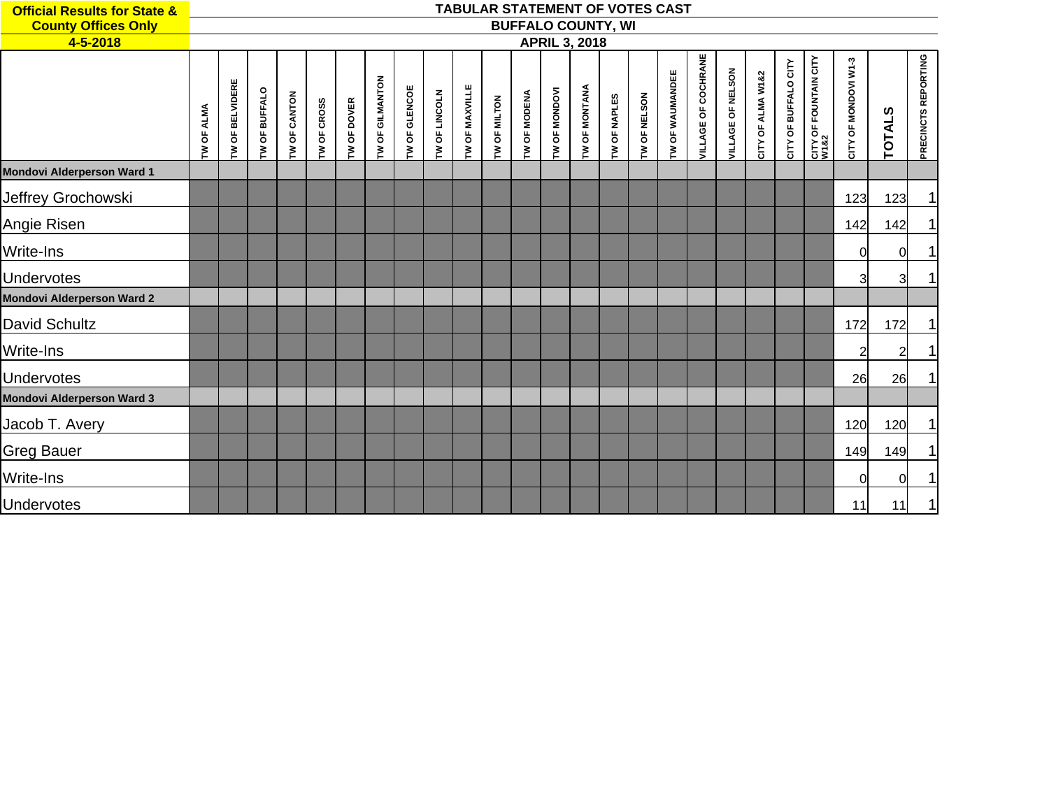**Official Results for State & County Offices Only**
**4-5-2018**

# TABULAR STATEMENT OF VOTES CAST
## BUFFALO COUNTY, WI
## APRIL 3, 2018

| | TW OF ALMA | TW OF BELVIDERE | TW OF BUFFALO | TW OF CANTON | TW OF CROSS | TW OF DOVER | TW OF GILMANTON | TW OF GLENCOE | TW OF LINCOLN | TW OF MAXVILLE | TW OF MILTON | TW OF MODENA | TW OF MONDOVI | TW OF MONTANA | TW OF NAPLES | TW OF NELSON | TW OF WAUMANDEE | VILLAGE OF COCHRANE | VILLAGE OF NELSON | CITY OF ALMA W1&2 | CITY OF BUFFALO CITY | CITY OF FOUNTAIN CITY W1&2 | CITY OF MONDOVI W1-3 | TOTALS | PRECINCTS REPORTING |
|---|---|---|---|---|---|---|---|---|---|---|---|---|---|---|---|---|---|---|---|---|---|---|---|---|---|
| **Mondovi Alderperson Ward 1** | | | | | | | | | | | | | | | | | | | | | | | | | |
| Jeffrey Grochowski | | | | | | | | | | | | | | | | | | | | | | | 123 | 123 | 1 |
| Angie Risen | | | | | | | | | | | | | | | | | | | | | | | 142 | 142 | 1 |
| Write-Ins | | | | | | | | | | | | | | | | | | | | | | | 0 | 0 | 1 |
| Undervotes | | | | | | | | | | | | | | | | | | | | | | | 3 | 3 | 1 |
| **Mondovi Alderperson Ward 2** | | | | | | | | | | | | | | | | | | | | | | | | | |
| David Schultz | | | | | | | | | | | | | | | | | | | | | | | 172 | 172 | 1 |
| Write-Ins | | | | | | | | | | | | | | | | | | | | | | | 2 | 2 | 1 |
| Undervotes | | | | | | | | | | | | | | | | | | | | | | | 26 | 26 | 1 |
| **Mondovi Alderperson Ward 3** | | | | | | | | | | | | | | | | | | | | | | | | | |
| Jacob T. Avery | | | | | | | | | | | | | | | | | | | | | | | 120 | 120 | 1 |
| Greg Bauer | | | | | | | | | | | | | | | | | | | | | | | 149 | 149 | 1 |
| Write-Ins | | | | | | | | | | | | | | | | | | | | | | | 0 | 0 | 1 |
| Undervotes | | | | | | | | | | | | | | | | | | | | | | | 11 | 11 | 1 |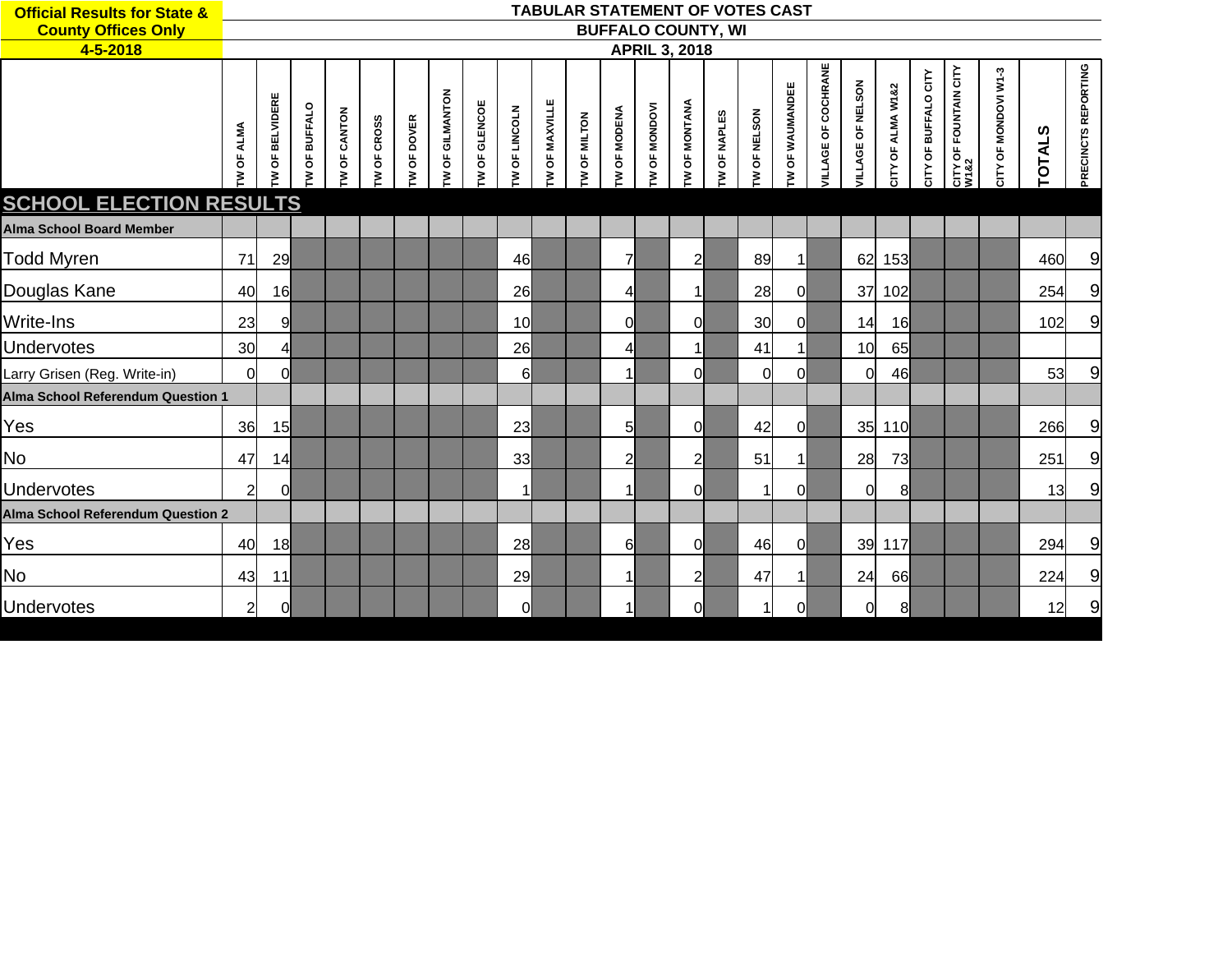**Official Results for State & County Offices Only**
**4-5-2018**

**TABULAR STATEMENT OF VOTES CAST**
**BUFFALO COUNTY, WI**
**APRIL 3, 2018**

| | TW OF ALMA | TW OF BELVIDERE | TW OF BUFFALO | TW OF CANTON | TW OF CROSS | TW OF DOVER | TW OF GILMANTON | TW OF GLENCOE | TW OF LINCOLN | TW OF MAXVILLE | TW OF MILTON | TW OF MODENA | TW OF MONDOVI | TW OF MONTANA | TW OF NAPLES | TW OF NELSON | TW OF WAUMANDEE | VILLAGE OF COCHRANE | VILLAGE OF NELSON | CITY OF ALMA W1&2 | CITY OF BUFFALO CITY | CITY OF FOUNTAIN CITY W1&2 | CITY OF MONDOVI W1-3 | TOTALS | PRECINCTS REPORTING |
|---|---|---|---|---|---|---|---|---|---|---|---|---|---|---|---|---|---|---|---|---|---|---|---|---|---|
| **SCHOOL ELECTION RESULTS** | | | | | | | | | | | | | | | | | | | | | | | | | |
| **Alma School Board Member** | | | | | | | | | | | | | | | | | | | | | | | | | |
| Todd Myren | 71 | 29 | | | | | | | 46 | | | 7 | | 2 | | 89 | 1 | | 62 | 153 | | | | 460 | 9 |
| Douglas Kane | 40 | 16 | | | | | | | 26 | | | 4 | | 1 | | 28 | 0 | | 37 | 102 | | | | 254 | 9 |
| Write-Ins | 23 | 9 | | | | | | | 10 | | | 0 | | 0 | | 30 | 0 | | 14 | 16 | | | | 102 | 9 |
| Undervotes | 30 | 4 | | | | | | | 26 | | | 4 | | 1 | | 41 | 1 | | 10 | 65 | | | | | |
| Larry Grisen (Reg. Write-in) | 0 | 0 | | | | | | | 6 | | | 1 | | 0 | | 0 | 0 | | 0 | 46 | | | | 53 | 9 |
| **Alma School Referendum Question 1** | | | | | | | | | | | | | | | | | | | | | | | | | |
| Yes | 36 | 15 | | | | | | | 23 | | | 5 | | 0 | | 42 | 0 | | 35 | 110 | | | | 266 | 9 |
| No | 47 | 14 | | | | | | | 33 | | | 2 | | 2 | | 51 | 1 | | 28 | 73 | | | | 251 | 9 |
| Undervotes | 2 | 0 | | | | | | | 1 | | | 1 | | 0 | | 1 | 0 | | 0 | 8 | | | | 13 | 9 |
| **Alma School Referendum Question 2** | | | | | | | | | | | | | | | | | | | | | | | | | |
| Yes | 40 | 18 | | | | | | | 28 | | | 6 | | 0 | | 46 | 0 | | 39 | 117 | | | | 294 | 9 |
| No | 43 | 11 | | | | | | | 29 | | | 1 | | 2 | | 47 | 1 | | 24 | 66 | | | | 224 | 9 |
| Undervotes | 2 | 0 | | | | | | | 0 | | | 1 | | 0 | | 1 | 0 | | 0 | 8 | | | | 12 | 9 |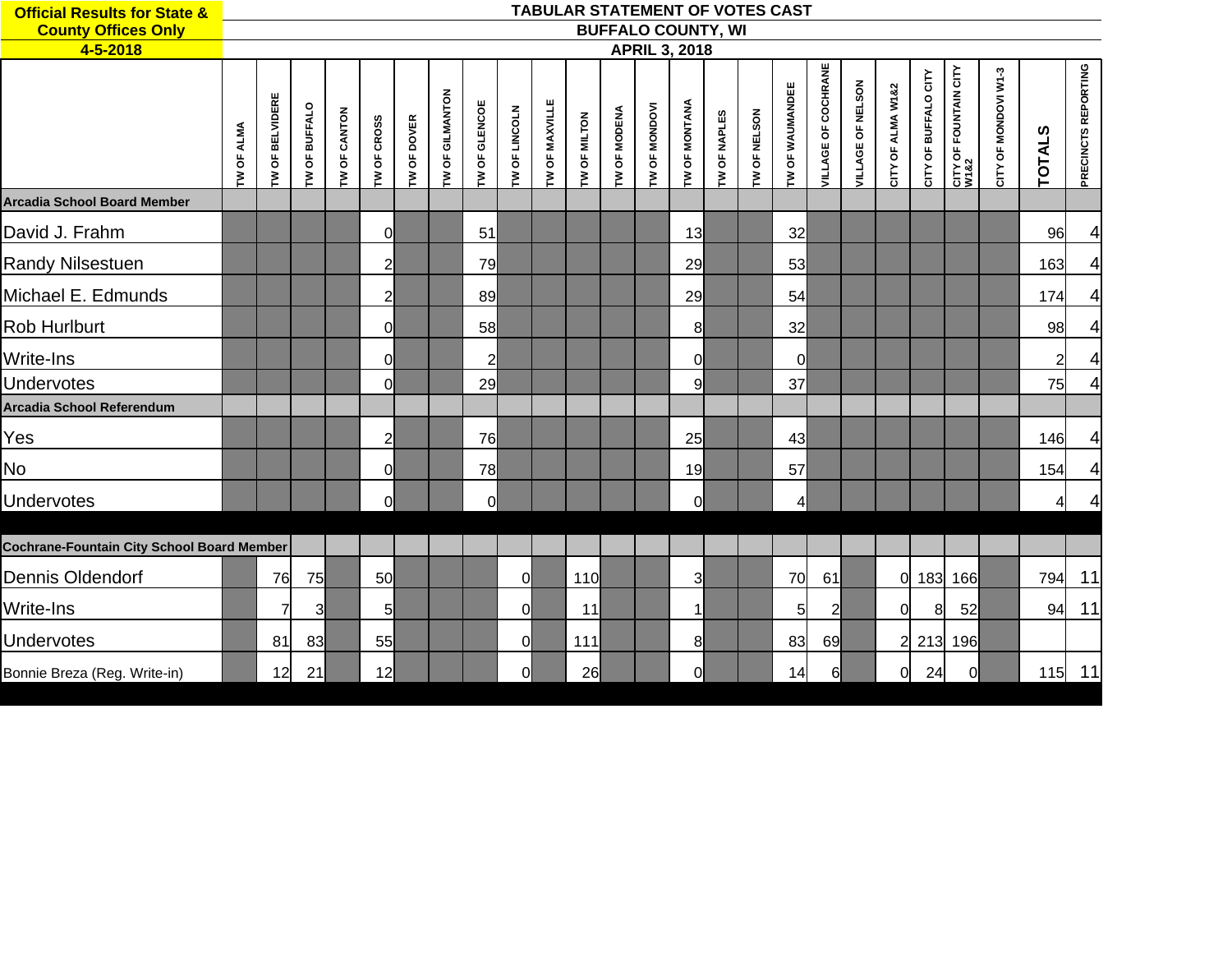**Official Results for State & County Offices Only**
**4-5-2018**

# TABULAR STATEMENT OF VOTES CAST
## BUFFALO COUNTY, WI
### APRIL 3, 2018

| | TW OF ALMA | TW OF BELVIDERE | TW OF BUFFALO | TW OF CANTON | TW OF CROSS | TW OF DOVER | TW OF GILMANTON | TW OF GLENCOE | TW OF LINCOLN | TW OF MAXVILLE | TW OF MILTON | TW OF MODENA | TW OF MONDOVI | TW OF MONTANA | TW OF NAPLES | TW OF NELSON | TW OF WAUMANDEE | VILLAGE OF COCHRANE | VILLAGE OF NELSON | CITY OF ALMA W1&2 | CITY OF BUFFALO CITY | CITY OF FOUNTAIN CITY W1&2 | CITY OF MONDOVI W1-3 | TOTALS | PRECINCTS REPORTING |
|---|---|---|---|---|---|---|---|---|---|---|---|---|---|---|---|---|---|---|---|---|---|---|---|---|---|
| **Arcadia School Board Member** | | | | | | | | | | | | | | | | | | | | | | | | | |
| David J. Frahm | | | | | 0 | | | 51 | | | | | | 13 | | | 32 | | | | | | | 96 | 4 |
| Randy Nilsestuen | | | | | 2 | | | 79 | | | | | | 29 | | | 53 | | | | | | | 163 | 4 |
| Michael E. Edmunds | | | | | 2 | | | 89 | | | | | | 29 | | | 54 | | | | | | | 174 | 4 |
| Rob Hurlburt | | | | | 0 | | | 58 | | | | | | 8 | | | 32 | | | | | | | 98 | 4 |
| Write-Ins | | | | | 0 | | | 2 | | | | | | 0 | | | 0 | | | | | | | 2 | 4 |
| Undervotes | | | | | 0 | | | 29 | | | | | | 9 | | | 37 | | | | | | | 75 | 4 |
| **Arcadia School Referendum** | | | | | | | | | | | | | | | | | | | | | | | | | |
| Yes | | | | | 2 | | | 76 | | | | | | 25 | | | 43 | | | | | | | 146 | 4 |
| No | | | | | 0 | | | 78 | | | | | | 19 | | | 57 | | | | | | | 154 | 4 |
| Undervotes | | | | | 0 | | | 0 | | | | | | 0 | | | 4 | | | | | | | 4 | 4 |
| **Cochrane-Fountain City School Board Member** | | | | | | | | | | | | | | | | | | | | | | | | | |
| Dennis Oldendorf | | 76 | 75 | | 50 | | | | 0 | | 110 | | | 3 | | | 70 | 61 | | 0 | 183 | 166 | | 794 | 11 |
| Write-Ins | | 7 | 3 | | 5 | | | | 0 | | 11 | | | 1 | | | 5 | 2 | | 0 | 8 | 52 | | 94 | 11 |
| Undervotes | | 81 | 83 | | 55 | | | | 0 | | 111 | | | 8 | | | 83 | 69 | | 2 | 213 | 196 | | | |
| Bonnie Breza (Reg. Write-in) | | 12 | 21 | | 12 | | | | 0 | | 26 | | | 0 | | | 14 | 6 | | 0 | 24 | 0 | | 115 | 11 |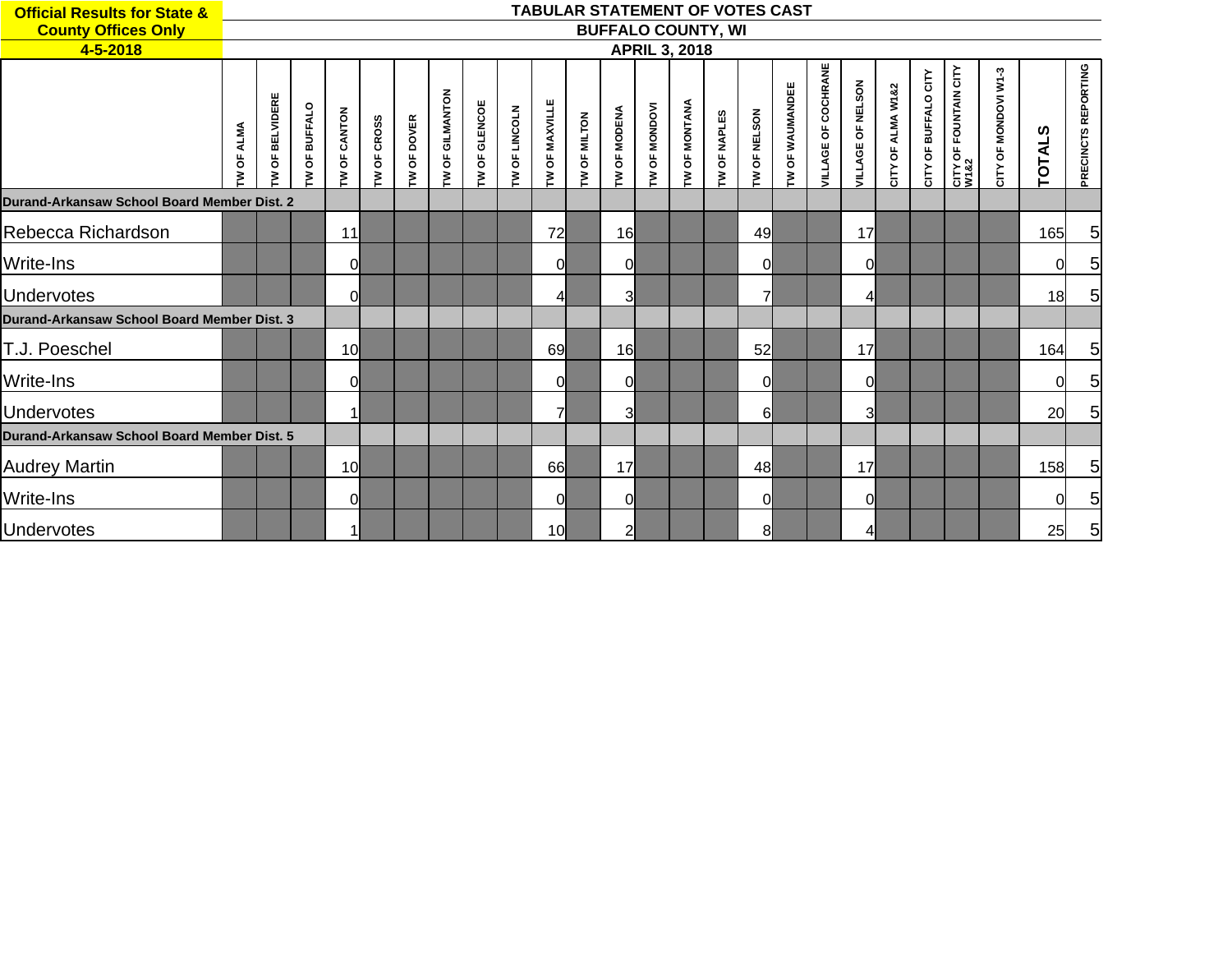**Official Results for State & County Offices Only**
**4-5-2018**

## TABULAR STATEMENT OF VOTES CAST
### BUFFALO COUNTY, WI
### APRIL 3, 2018

| | TW OF ALMA | TW OF BELVIDERE | TW OF BUFFALO | TW OF CANTON | TW OF CROSS | TW OF DOVER | TW OF GILMANTON | TW OF GLENCOE | TW OF LINCOLN | TW OF MAXVILLE | TW OF MILTON | TW OF MODENA | TW OF MONDOVI | TW OF MONTANA | TW OF NAPLES | TW OF NELSON | TW OF WAUMANDEE | VILLAGE OF COCHRANE | VILLAGE OF NELSON | CITY OF ALMA W1&2 | CITY OF BUFFALO CITY | CITY OF FOUNTAIN CITY W1&2 | CITY OF MONDOVI W1-3 | TOTALS | PRECINCTS REPORTING |
|---|---|---|---|---|---|---|---|---|---|---|---|---|---|---|---|---|---|---|---|---|---|---|---|---|---|
| **Durand-Arkansaw School Board Member Dist. 2** | | | | | | | | | | | | | | | | | | | | | | | | | |
| Rebecca Richardson | | | | 11 | | | | | | 72 | | 16 | | | | 49 | | | 17 | | | | | 165 | 5 |
| Write-Ins | | | | 0 | | | | | | 0 | | 0 | | | | 0 | | | 0 | | | | | 0 | 5 |
| Undervotes | | | | 0 | | | | | | 4 | | 3 | | | | 7 | | | 4 | | | | | 18 | 5 |
| **Durand-Arkansaw School Board Member Dist. 3** | | | | | | | | | | | | | | | | | | | | | | | | | |
| T.J. Poeschel | | | | 10 | | | | | | 69 | | 16 | | | | 52 | | | 17 | | | | | 164 | 5 |
| Write-Ins | | | | 0 | | | | | | 0 | | 0 | | | | 0 | | | 0 | | | | | 0 | 5 |
| Undervotes | | | | 1 | | | | | | 7 | | 3 | | | | 6 | | | 3 | | | | | 20 | 5 |
| **Durand-Arkansaw School Board Member Dist. 5** | | | | | | | | | | | | | | | | | | | | | | | | | |
| Audrey Martin | | | | 10 | | | | | | 66 | | 17 | | | | 48 | | | 17 | | | | | 158 | 5 |
| Write-Ins | | | | 0 | | | | | | 0 | | 0 | | | | 0 | | | 0 | | | | | 0 | 5 |
| Undervotes | | | | 1 | | | | | | 10 | | 2 | | | | 8 | | | 4 | | | | | 25 | 5 |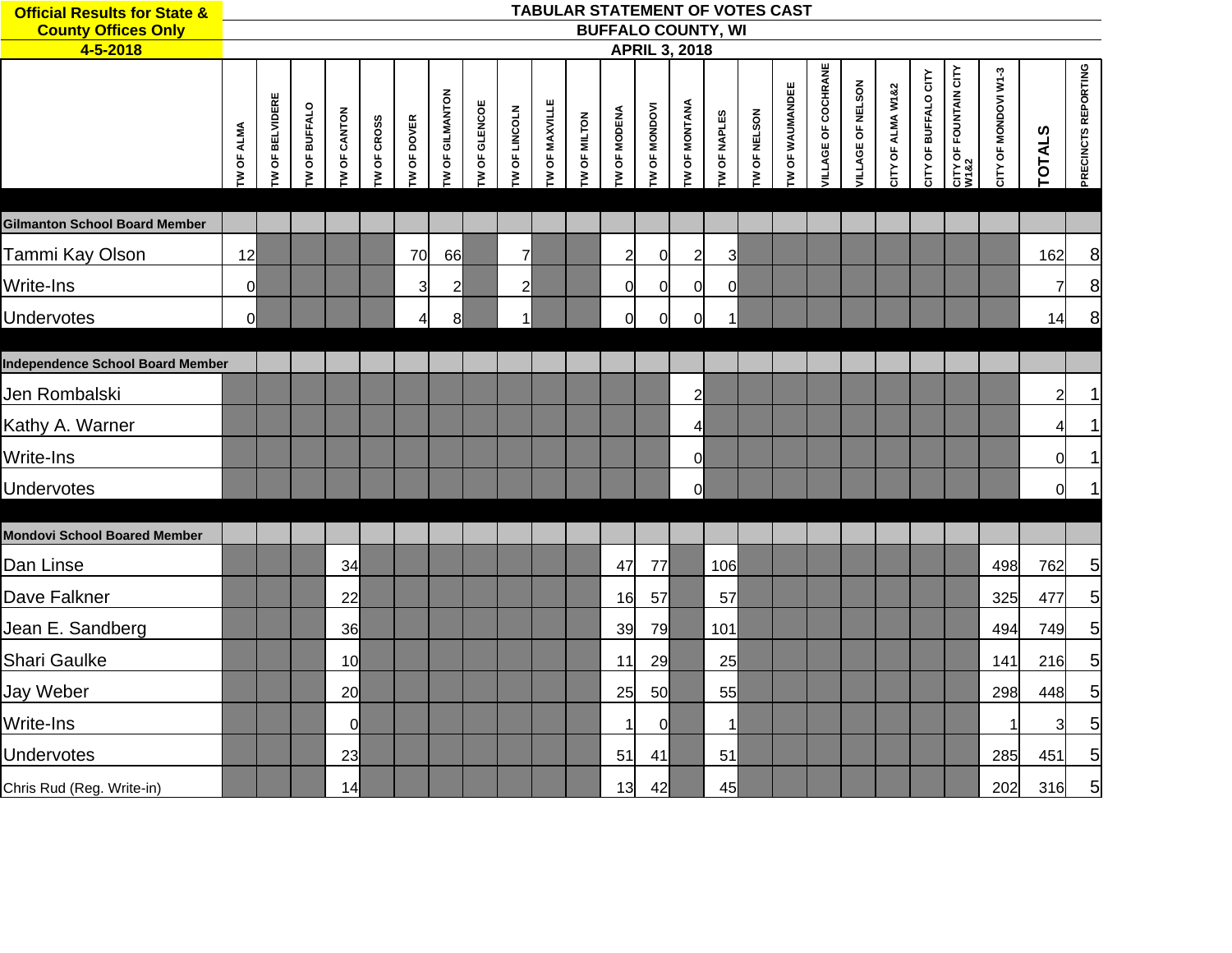**Official Results for State & County Offices Only**
**4-5-2018**

# TABULAR STATEMENT OF VOTES CAST
## BUFFALO COUNTY, WI
## APRIL 3, 2018

| | TW OF ALMA | TW OF BELVIDERE | TW OF BUFFALO | TW OF CANTON | TW OF CROSS | TW OF DOVER | TW OF GILMANTON | TW OF GLENCOE | TW OF LINCOLN | TW OF MAXVILLE | TW OF MILTON | TW OF MODENA | TW OF MONDOVI | TW OF MONTANA | TW OF NAPLES | TW OF NELSON | TW OF WAUMANDEE | VILLAGE OF COCHRANE | VILLAGE OF NELSON | CITY OF ALMA W1&2 | CITY OF BUFFALO CITY | CITY OF FOUNTAIN CITY W1&2 | CITY OF MONDOVI W1-3 | TOTALS | PRECINCTS REPORTING |
|---|---|---|---|---|---|---|---|---|---|---|---|---|---|---|---|---|---|---|---|---|---|---|---|---|---|
| **Gilmanton School Board Member** | | | | | | | | | | | | | | | | | | | | | | | | | |
| Tammi Kay Olson | 12 | | | | | 70 | 66 | | 7 | | | 2 | 0 | 2 | 3 | | | | | | | | | 162 | 8 |
| Write-Ins | 0 | | | | | 3 | 2 | | 2 | | | 0 | 0 | 0 | 0 | | | | | | | | | 7 | 8 |
| Undervotes | 0 | | | | | 4 | 8 | | 1 | | | 0 | 0 | 0 | 1 | | | | | | | | | 14 | 8 |
| **Independence School Board Member** | | | | | | | | | | | | | | | | | | | | | | | | | |
| Jen Rombalski | | | | | | | | | | | | | | 2 | | | | | | | | | | 2 | 1 |
| Kathy A. Warner | | | | | | | | | | | | | | 4 | | | | | | | | | | 4 | 1 |
| Write-Ins | | | | | | | | | | | | | | 0 | | | | | | | | | | 0 | 1 |
| Undervotes | | | | | | | | | | | | | | 0 | | | | | | | | | | 0 | 1 |
| **Mondovi School Boared Member** | | | | | | | | | | | | | | | | | | | | | | | | | |
| Dan Linse | | | | 34 | | | | | | | | 47 | 77 | | 106 | | | | | | | | 498 | 762 | 5 |
| Dave Falkner | | | | 22 | | | | | | | | 16 | 57 | | 57 | | | | | | | | 325 | 477 | 5 |
| Jean E. Sandberg | | | | 36 | | | | | | | | 39 | 79 | | 101 | | | | | | | | 494 | 749 | 5 |
| Shari Gaulke | | | | 10 | | | | | | | | 11 | 29 | | 25 | | | | | | | | 141 | 216 | 5 |
| Jay Weber | | | | 20 | | | | | | | | 25 | 50 | | 55 | | | | | | | | 298 | 448 | 5 |
| Write-Ins | | | | 0 | | | | | | | | 1 | 0 | | 1 | | | | | | | | 1 | 3 | 5 |
| Undervotes | | | | 23 | | | | | | | | 51 | 41 | | 51 | | | | | | | | 285 | 451 | 5 |
| Chris Rud (Reg. Write-in) | | | | 14 | | | | | | | | 13 | 42 | | 45 | | | | | | | | 202 | 316 | 5 |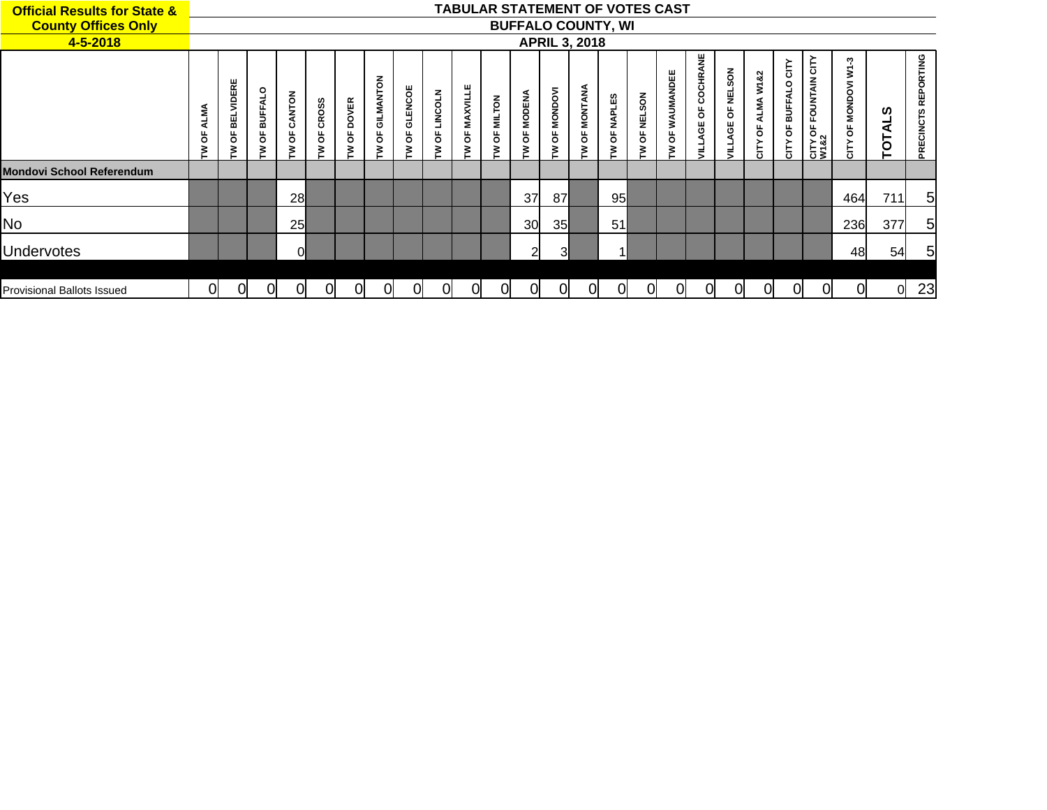| Official Results for State & County Offices Only 4-5-2018 | TW OF ALMA | TW OF BELVIDERE | TW OF BUFFALO | TW OF CANTON | TW OF CROSS | TW OF DOVER | TW OF GILMANTON | TW OF GLENCOE | TW OF LINCOLN | TW OF MAXVILLE | TW OF MILTON | TW OF MODENA | TW OF MONDOVI | TW OF MONTANA | TW OF NAPLES | TW OF NELSON | TW OF WAUMANDEE | VILLAGE OF COCHRANE | VILLAGE OF NELSON | CITY OF ALMA W1&2 | CITY OF BUFFALO CITY | CITY OF FOUNTAIN CITY W1&2 | CITY OF MONDOVI W1-3 | TOTALS | PRECINCTS REPORTING |
|---|---|---|---|---|---|---|---|---|---|---|---|---|---|---|---|---|---|---|---|---|---|---|---|---|---|
| **Mondovi School Referendum** | | | | | | | | | | | | | | | | | | | | | | | | | |
| Yes | | | | 28 | | | | | | | | 37 | 87 | | 95 | | | | | | | | 464 | 711 | 5 |
| No | | | | 25 | | | | | | | | 30 | 35 | | 51 | | | | | | | | 236 | 377 | 5 |
| Undervotes | | | | 0 | | | | | | | | 2 | 3 | | 1 | | | | | | | | 48 | 54 | 5 |
| Provisional Ballots Issued | 0 | 0 | 0 | 0 | 0 | 0 | 0 | 0 | 0 | 0 | 0 | 0 | 0 | 0 | 0 | 0 | 0 | 0 | 0 | 0 | 0 | 0 | 0 | 0 | 23 |